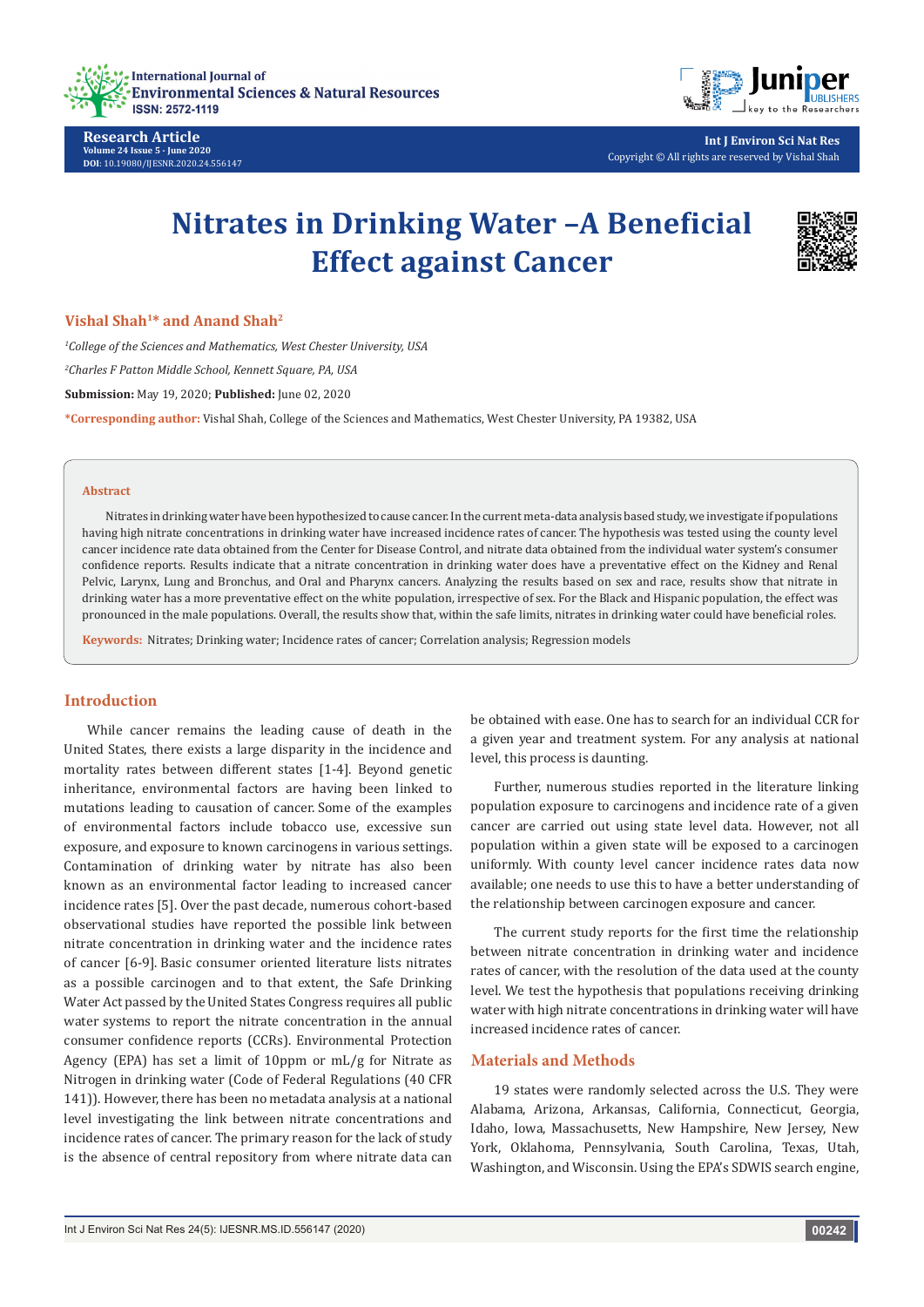# Nitrates in Drinking Water –A Beneficial Effect against Cancer

**Vishal Shah[1]* and Anand Shah[2]**

[1]*College of the Sciences and Mathematics, West Chester University, USA*

[2]*Charles F Patton Middle School, Kennett Square, PA, USA*

**Submission:** May 19, 2020; **Published:** June 02, 2020

***Corresponding author:** Vishal Shah, College of the Sciences and Mathematics, West Chester University, PA 19382, USA

## Abstract

Nitrates in drinking water have been hypothesized to cause cancer. In the current meta-data analysis based study, we investigate if populations having high nitrate concentrations in drinking water have increased incidence rates of cancer. The hypothesis was tested using the county level cancer incidence rate data obtained from the Center for Disease Control, and nitrate data obtained from the individual water system's consumer confidence reports. Results indicate that a nitrate concentration in drinking water does have a preventative effect on the Kidney and Renal Pelvic, Larynx, Lung and Bronchus, and Oral and Pharynx cancers. Analyzing the results based on sex and race, results show that nitrate in drinking water has a more preventative effect on the white population, irrespective of sex. For the Black and Hispanic population, the effect was pronounced in the male populations. Overall, the results show that, within the safe limits, nitrates in drinking water could have beneficial roles.

**Keywords:** Nitrates; Drinking water; Incidence rates of cancer; Correlation analysis; Regression models

## Introduction

While cancer remains the leading cause of death in the United States, there exists a large disparity in the incidence and mortality rates between different states [1-4]. Beyond genetic inheritance, environmental factors are having been linked to mutations leading to causation of cancer. Some of the examples of environmental factors include tobacco use, excessive sun exposure, and exposure to known carcinogens in various settings. Contamination of drinking water by nitrate has also been known as an environmental factor leading to increased cancer incidence rates [5]. Over the past decade, numerous cohort-based observational studies have reported the possible link between nitrate concentration in drinking water and the incidence rates of cancer [6-9]. Basic consumer oriented literature lists nitrates as a possible carcinogen and to that extent, the Safe Drinking Water Act passed by the United States Congress requires all public water systems to report the nitrate concentration in the annual consumer confidence reports (CCRs). Environmental Protection Agency (EPA) has set a limit of 10ppm or mL/g for Nitrate as Nitrogen in drinking water (Code of Federal Regulations (40 CFR 141)). However, there has been no metadata analysis at a national level investigating the link between nitrate concentrations and incidence rates of cancer. The primary reason for the lack of study is the absence of central repository from where nitrate data can be obtained with ease. One has to search for an individual CCR for a given year and treatment system. For any analysis at national level, this process is daunting.

Further, numerous studies reported in the literature linking population exposure to carcinogens and incidence rate of a given cancer are carried out using state level data. However, not all population within a given state will be exposed to a carcinogen uniformly. With county level cancer incidence rates data now available; one needs to use this to have a better understanding of the relationship between carcinogen exposure and cancer.

The current study reports for the first time the relationship between nitrate concentration in drinking water and incidence rates of cancer, with the resolution of the data used at the county level. We test the hypothesis that populations receiving drinking water with high nitrate concentrations in drinking water will have increased incidence rates of cancer.

## Materials and Methods

19 states were randomly selected across the U.S. They were Alabama, Arizona, Arkansas, California, Connecticut, Georgia, Idaho, Iowa, Massachusetts, New Hampshire, New Jersey, New York, Oklahoma, Pennsylvania, South Carolina, Texas, Utah, Washington, and Wisconsin. Using the EPA's SDWIS search engine,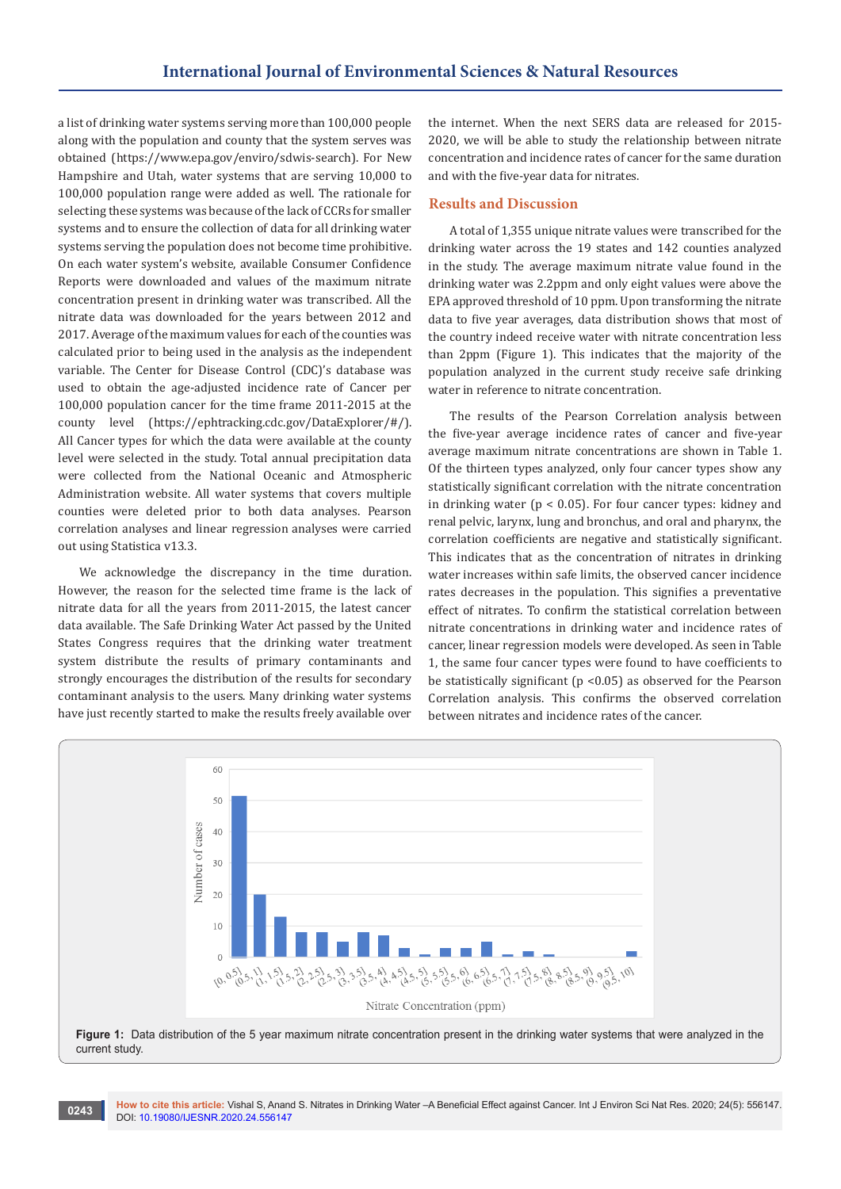a list of drinking water systems serving more than 100,000 people along with the population and county that the system serves was obtained (https://www.epa.gov/enviro/sdwis-search). For New Hampshire and Utah, water systems that are serving 10,000 to 100,000 population range were added as well. The rationale for selecting these systems was because of the lack of CCRs for smaller systems and to ensure the collection of data for all drinking water systems serving the population does not become time prohibitive. On each water system's website, available Consumer Confidence Reports were downloaded and values of the maximum nitrate concentration present in drinking water was transcribed. All the nitrate data was downloaded for the years between 2012 and 2017. Average of the maximum values for each of the counties was calculated prior to being used in the analysis as the independent variable. The Center for Disease Control (CDC)'s database was used to obtain the age-adjusted incidence rate of Cancer per 100,000 population cancer for the time frame 2011-2015 at the county level (https://ephtracking.cdc.gov/DataExplorer/#/). All Cancer types for which the data were available at the county level were selected in the study. Total annual precipitation data were collected from the National Oceanic and Atmospheric Administration website. All water systems that covers multiple counties were deleted prior to both data analyses. Pearson correlation analyses and linear regression analyses were carried out using Statistica v13.3.

We acknowledge the discrepancy in the time duration. However, the reason for the selected time frame is the lack of nitrate data for all the years from 2011-2015, the latest cancer data available. The Safe Drinking Water Act passed by the United States Congress requires that the drinking water treatment system distribute the results of primary contaminants and strongly encourages the distribution of the results for secondary contaminant analysis to the users. Many drinking water systems have just recently started to make the results freely available over the internet. When the next SERS data are released for 2015-2020, we will be able to study the relationship between nitrate concentration and incidence rates of cancer for the same duration and with the five-year data for nitrates.

## Results and Discussion

A total of 1,355 unique nitrate values were transcribed for the drinking water across the 19 states and 142 counties analyzed in the study. The average maximum nitrate value found in the drinking water was 2.2ppm and only eight values were above the EPA approved threshold of 10 ppm. Upon transforming the nitrate data to five year averages, data distribution shows that most of the country indeed receive water with nitrate concentration less than 2ppm (Figure 1). This indicates that the majority of the population analyzed in the current study receive safe drinking water in reference to nitrate concentration.

The results of the Pearson Correlation analysis between the five-year average incidence rates of cancer and five-year average maximum nitrate concentrations are shown in Table 1. Of the thirteen types analyzed, only four cancer types show any statistically significant correlation with the nitrate concentration in drinking water ($p < 0.05$). For four cancer types: kidney and renal pelvic, larynx, lung and bronchus, and oral and pharynx, the correlation coefficients are negative and statistically significant. This indicates that as the concentration of nitrates in drinking water increases within safe limits, the observed cancer incidence rates decreases in the population. This signifies a preventative effect of nitrates. To confirm the statistical correlation between nitrate concentrations in drinking water and incidence rates of cancer, linear regression models were developed. As seen in Table 1, the same four cancer types were found to have coefficients to be statistically significant ($p < 0.05$) as observed for the Pearson Correlation analysis. This confirms the observed correlation between nitrates and incidence rates of the cancer.

**Figure 1:** Data distribution of the 5 year maximum nitrate concentration present in the drinking water systems that were analyzed in the current study.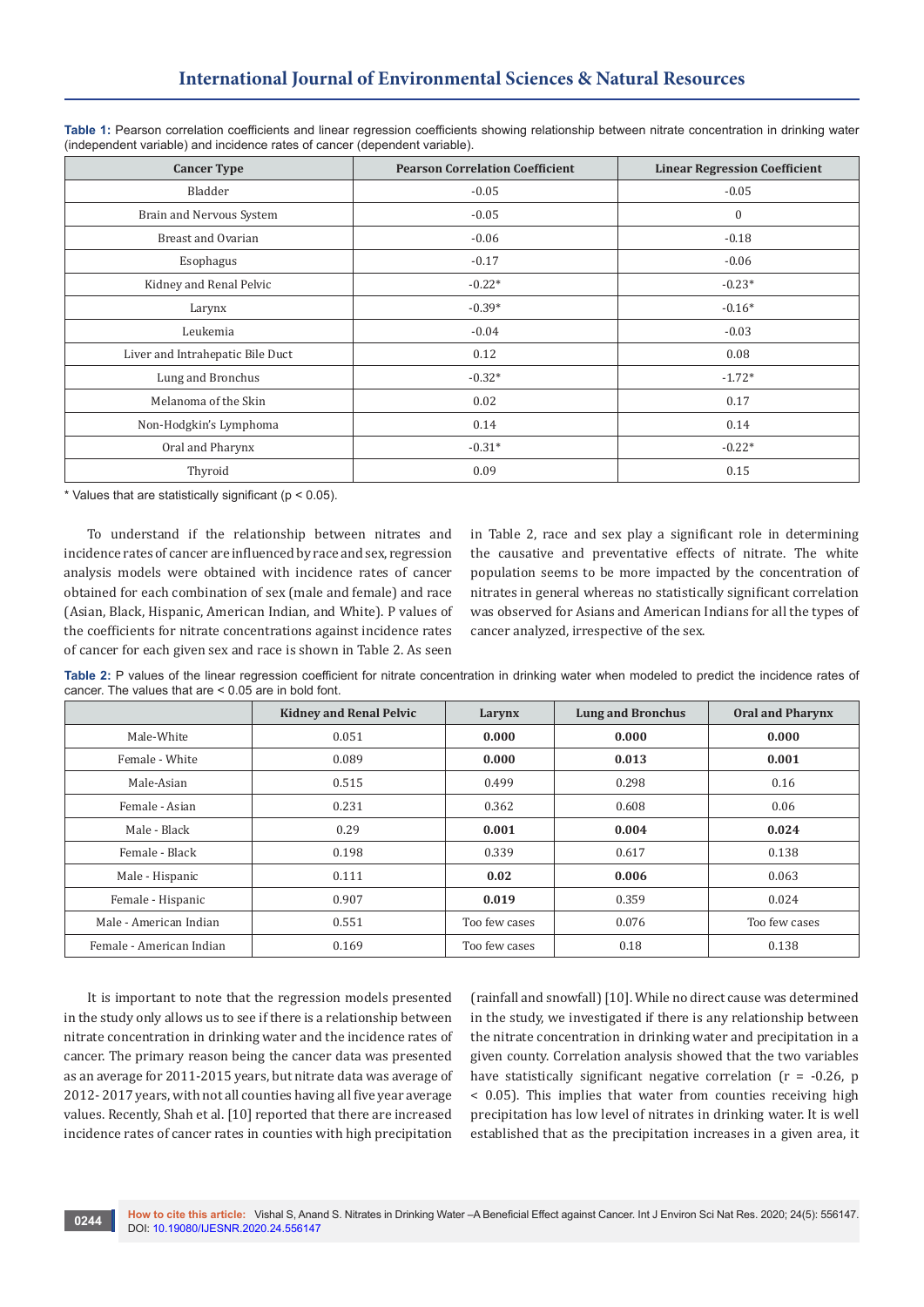**Table 1:** Pearson correlation coefficients and linear regression coefficients showing relationship between nitrate concentration in drinking water (independent variable) and incidence rates of cancer (dependent variable).

| Cancer Type | Pearson Correlation Coefficient | Linear Regression Coefficient |
|---|---|---|
| Bladder | -0.05 | -0.05 |
| Brain and Nervous System | -0.05 | 0 |
| Breast and Ovarian | -0.06 | -0.18 |
| Esophagus | -0.17 | -0.06 |
| Kidney and Renal Pelvic | -0.22* | -0.23* |
| Larynx | -0.39* | -0.16* |
| Leukemia | -0.04 | -0.03 |
| Liver and Intrahepatic Bile Duct | 0.12 | 0.08 |
| Lung and Bronchus | -0.32* | -1.72* |
| Melanoma of the Skin | 0.02 | 0.17 |
| Non-Hodgkin's Lymphoma | 0.14 | 0.14 |
| Oral and Pharynx | -0.31* | -0.22* |
| Thyroid | 0.09 | 0.15 |

* Values that are statistically significant ($p < 0.05$).

To understand if the relationship between nitrates and incidence rates of cancer are influenced by race and sex, regression analysis models were obtained with incidence rates of cancer obtained for each combination of sex (male and female) and race (Asian, Black, Hispanic, American Indian, and White). P values of the coefficients for nitrate concentrations against incidence rates of cancer for each given sex and race is shown in Table 2. As seen in Table 2, race and sex play a significant role in determining the causative and preventative effects of nitrate. The white population seems to be more impacted by the concentration of nitrates in general whereas no statistically significant correlation was observed for Asians and American Indians for all the types of cancer analyzed, irrespective of the sex.

**Table 2:** P values of the linear regression coefficient for nitrate concentration in drinking water when modeled to predict the incidence rates of cancer. The values that are < 0.05 are in bold font.

| | Kidney and Renal Pelvic | Larynx | Lung and Bronchus | Oral and Pharynx |
|---|---|---|---|---|
| Male-White | 0.051 | **0.000** | **0.000** | **0.000** |
| Female - White | 0.089 | **0.000** | **0.013** | **0.001** |
| Male-Asian | 0.515 | 0.499 | 0.298 | 0.16 |
| Female - Asian | 0.231 | 0.362 | 0.608 | 0.06 |
| Male - Black | 0.29 | **0.001** | **0.004** | **0.024** |
| Female - Black | 0.198 | 0.339 | 0.617 | 0.138 |
| Male - Hispanic | 0.111 | **0.02** | **0.006** | 0.063 |
| Female - Hispanic | 0.907 | **0.019** | 0.359 | 0.024 |
| Male - American Indian | 0.551 | Too few cases | 0.076 | Too few cases |
| Female - American Indian | 0.169 | Too few cases | 0.18 | 0.138 |

It is important to note that the regression models presented in the study only allows us to see if there is a relationship between nitrate concentration in drinking water and the incidence rates of cancer. The primary reason being the cancer data was presented as an average for 2011-2015 years, but nitrate data was average of 2012- 2017 years, with not all counties having all five year average values. Recently, Shah et al. [10] reported that there are increased incidence rates of cancer rates in counties with high precipitation (rainfall and snowfall) [10]. While no direct cause was determined in the study, we investigated if there is any relationship between the nitrate concentration in drinking water and precipitation in a given county. Correlation analysis showed that the two variables have statistically significant negative correlation ($r = -0.26$, $p < 0.05$). This implies that water from counties receiving high precipitation has low level of nitrates in drinking water. It is well established that as the precipitation increases in a given area, it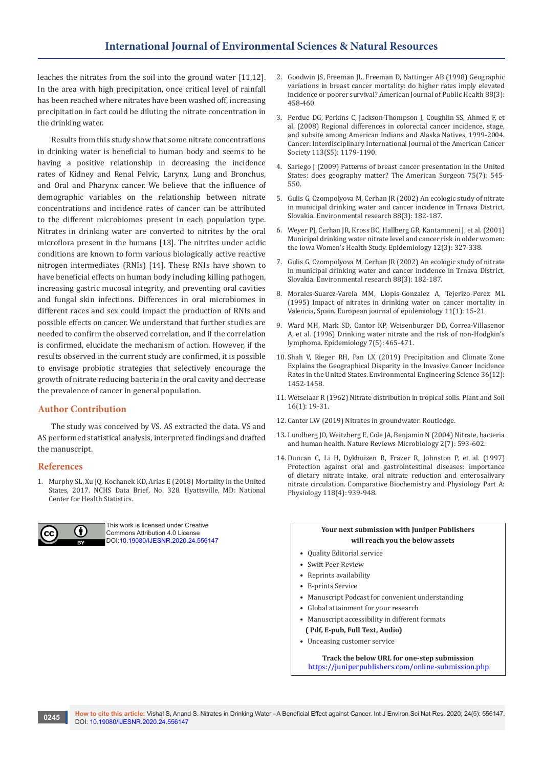leaches the nitrates from the soil into the ground water [11,12]. In the area with high precipitation, once critical level of rainfall has been reached where nitrates have been washed off, increasing precipitation in fact could be diluting the nitrate concentration in the drinking water.

Results from this study show that some nitrate concentrations in drinking water is beneficial to human body and seems to be having a positive relationship in decreasing the incidence rates of Kidney and Renal Pelvic, Larynx, Lung and Bronchus, and Oral and Pharynx cancer. We believe that the influence of demographic variables on the relationship between nitrate concentrations and incidence rates of cancer can be attributed to the different microbiomes present in each population type. Nitrates in drinking water are converted to nitrites by the oral microflora present in the humans [13]. The nitrites under acidic conditions are known to form various biologically active reactive nitrogen intermediates (RNIs) [14]. These RNIs have shown to have beneficial effects on human body including killing pathogen, increasing gastric mucosal integrity, and preventing oral cavities and fungal skin infections. Differences in oral microbiomes in different races and sex could impact the production of RNIs and possible effects on cancer. We understand that further studies are needed to confirm the observed correlation, and if the correlation is confirmed, elucidate the mechanism of action. However, if the results observed in the current study are confirmed, it is possible to envisage probiotic strategies that selectively encourage the growth of nitrate reducing bacteria in the oral cavity and decrease the prevalence of cancer in general population.

## Author Contribution

The study was conceived by VS. AS extracted the data. VS and AS performed statistical analysis, interpreted findings and drafted the manuscript.

## References

1. Murphy SL, Xu JQ, Kochanek KD, Arias E (2018) Mortality in the United States, 2017. NCHS Data Brief, No. 328. Hyattsville, MD: National Center for Health Statistics.
2. Goodwin JS, Freeman JL, Freeman D, Nattinger AB (1998) Geographic variations in breast cancer mortality: do higher rates imply elevated incidence or poorer survival? American Journal of Public Health 88(3): 458-460.
3. Perdue DG, Perkins C, Jackson-Thompson J, Coughlin SS, Ahmed F, et al. (2008) Regional differences in colorectal cancer incidence, stage, and subsite among American Indians and Alaska Natives, 1999-2004. Cancer: Interdisciplinary International Journal of the American Cancer Society 113(S5): 1179-1190.
4. Sariego J (2009) Patterns of breast cancer presentation in the United States: does geography matter? The American Surgeon 75(7): 545-550.
5. Gulis G, Czompolyova M, Cerhan JR (2002) An ecologic study of nitrate in municipal drinking water and cancer incidence in Trnava District, Slovakia. Environmental research 88(3): 182-187.
6. Weyer PJ, Cerhan JR, Kross BC, Hallberg GR, Kantamneni J, et al. (2001) Municipal drinking water nitrate level and cancer risk in older women: the Iowa Women's Health Study. Epidemiology 12(3): 327-338.
7. Gulis G, Czompolyova M, Cerhan JR (2002) An ecologic study of nitrate in municipal drinking water and cancer incidence in Trnava District, Slovakia. Environmental research 88(3): 182-187.
8. Morales-Suarez-Varela MM, Llopis-Gonzalez A, Tejerizo-Perez ML (1995) Impact of nitrates in drinking water on cancer mortality in Valencia, Spain. European journal of epidemiology 11(1): 15-21.
9. Ward MH, Mark SD, Cantor KP, Weisenburger DD, Correa-Villasenor A, et al. (1996) Drinking water nitrate and the risk of non-Hodgkin's lymphoma. Epidemiology 7(5): 465-471.
10. Shah V, Rieger RH, Pan LX (2019) Precipitation and Climate Zone Explains the Geographical Disparity in the Invasive Cancer Incidence Rates in the United States. Environmental Engineering Science 36(12): 1452-1458.
11. Wetselaar R (1962) Nitrate distribution in tropical soils. Plant and Soil 16(1): 19-31.
12. Canter LW (2019) Nitrates in groundwater. Routledge.
13. Lundberg JO, Weitzberg E, Cole JA, Benjamin N (2004) Nitrate, bacteria and human health. Nature Reviews Microbiology 2(7): 593-602.
14. Duncan C, Li H, Dykhuizen R, Frazer R, Johnston P, et al. (1997) Protection against oral and gastrointestinal diseases: importance of dietary nitrate intake, oral nitrate reduction and enterosalivary nitrate circulation. Comparative Biochemistry and Physiology Part A: Physiology 118(4): 939-948.

This work is licensed under Creative Commons Attribution 4.0 License
DOI: 10.19080/IJESNR.2020.24.556147

**Your next submission with Juniper Publishers will reach you the below assets**

- Quality Editorial service
- Swift Peer Review
- Reprints availability
- E-prints Service
- Manuscript Podcast for convenient understanding
- Global attainment for your research
- Manuscript accessibility in different formats
  **( Pdf, E-pub, Full Text, Audio)**
- Unceasing customer service

**Track the below URL for one-step submission**
https://juniperpublishers.com/online-submission.php

**How to cite this article:** Vishal S, Anand S. Nitrates in Drinking Water –A Beneficial Effect against Cancer. Int J Environ Sci Nat Res. 2020; 24(5): 556147. DOI: 10.19080/IJESNR.2020.24.556147